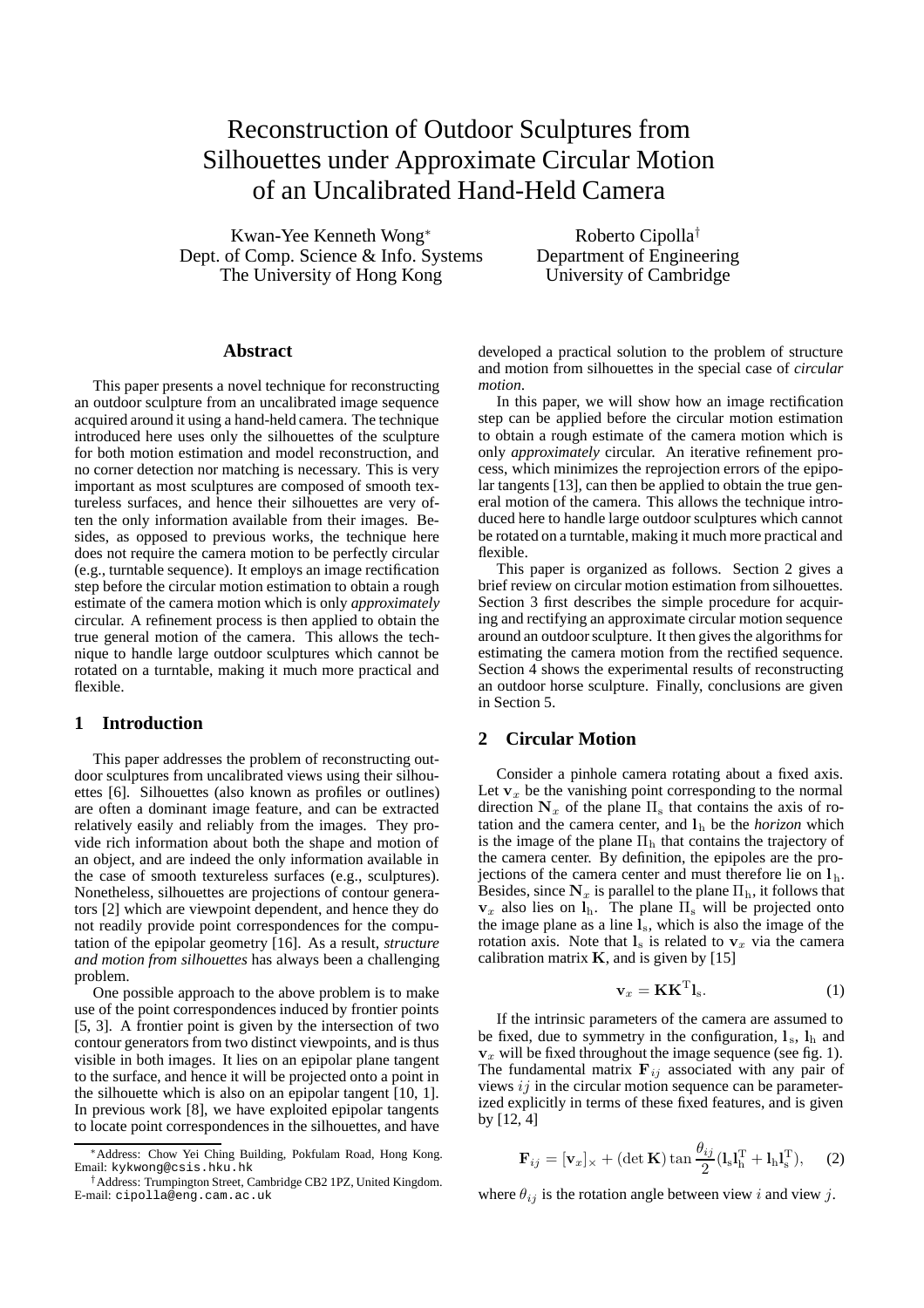# Reconstruction of Outdoor Sculptures from Silhouettes under Approximate Circular Motion of an Uncalibrated Hand-Held Camera

Kwan-Yee Kenneth Wong[*]
Dept. of Comp. Science & Info. Systems
The University of Hong Kong

Roberto Cipolla[†]
Department of Engineering
University of Cambridge

## Abstract

This paper presents a novel technique for reconstructing an outdoor sculpture from an uncalibrated image sequence acquired around it using a hand-held camera. The technique introduced here uses only the silhouettes of the sculpture for both motion estimation and model reconstruction, and no corner detection nor matching is necessary. This is very important as most sculptures are composed of smooth textureless surfaces, and hence their silhouettes are very often the only information available from their images. Besides, as opposed to previous works, the technique here does not require the camera motion to be perfectly circular (e.g., turntable sequence). It employs an image rectification step before the circular motion estimation to obtain a rough estimate of the camera motion which is only *approximately* circular. A refinement process is then applied to obtain the true general motion of the camera. This allows the technique to handle large outdoor sculptures which cannot be rotated on a turntable, making it much more practical and flexible.

## 1 Introduction

This paper addresses the problem of reconstructing outdoor sculptures from uncalibrated views using their silhouettes [6]. Silhouettes (also known as profiles or outlines) are often a dominant image feature, and can be extracted relatively easily and reliably from the images. They provide rich information about both the shape and motion of an object, and are indeed the only information available in the case of smooth textureless surfaces (e.g., sculptures). Nonetheless, silhouettes are projections of contour generators [2] which are viewpoint dependent, and hence they do not readily provide point correspondences for the computation of the epipolar geometry [16]. As a result, *structure and motion from silhouettes* has always been a challenging problem.

One possible approach to the above problem is to make use of the point correspondences induced by frontier points [5, 3]. A frontier point is given by the intersection of two contour generators from two distinct viewpoints, and is thus visible in both images. It lies on an epipolar plane tangent to the surface, and hence it will be projected onto a point in the silhouette which is also on an epipolar tangent [10, 1]. In previous work [8], we have exploited epipolar tangents to locate point correspondences in the silhouettes, and have developed a practical solution to the problem of structure and motion from silhouettes in the special case of *circular motion*.

In this paper, we will show how an image rectification step can be applied before the circular motion estimation to obtain a rough estimate of the camera motion which is only *approximately* circular. An iterative refinement process, which minimizes the reprojection errors of the epipolar tangents [13], can then be applied to obtain the true general motion of the camera. This allows the technique introduced here to handle large outdoor sculptures which cannot be rotated on a turntable, making it much more practical and flexible.

This paper is organized as follows. Section 2 gives a brief review on circular motion estimation from silhouettes. Section 3 first describes the simple procedure for acquiring and rectifying an approximate circular motion sequence around an outdoor sculpture. It then gives the algorithms for estimating the camera motion from the rectified sequence. Section 4 shows the experimental results of reconstructing an outdoor horse sculpture. Finally, conclusions are given in Section 5.

## 2 Circular Motion

Consider a pinhole camera rotating about a fixed axis. Let $\mathbf{v}_x$ be the vanishing point corresponding to the normal direction $\mathbf{N}_x$ of the plane $\Pi_\mathrm{s}$ that contains the axis of rotation and the camera center, and $\mathbf{l}_\mathrm{h}$ be the *horizon* which is the image of the plane $\Pi_\mathrm{h}$ that contains the trajectory of the camera center. By definition, the epipoles are the projections of the camera center and must therefore lie on $\mathbf{l}_\mathrm{h}$. Besides, since $\mathbf{N}_x$ is parallel to the plane $\Pi_\mathrm{h}$, it follows that $\mathbf{v}_x$ also lies on $\mathbf{l}_\mathrm{h}$. The plane $\Pi_\mathrm{s}$ will be projected onto the image plane as a line $\mathbf{l}_\mathrm{s}$, which is also the image of the rotation axis. Note that $\mathbf{l}_\mathrm{s}$ is related to $\mathbf{v}_x$ via the camera calibration matrix $\mathbf{K}$, and is given by [15]

$$\mathbf{v}_x = \mathbf{K}\mathbf{K}^\mathrm{T}\mathbf{l}_\mathrm{s}. \tag{1}$$

If the intrinsic parameters of the camera are assumed to be fixed, due to symmetry in the configuration, $\mathbf{l}_\mathrm{s}$, $\mathbf{l}_\mathrm{h}$ and $\mathbf{v}_x$ will be fixed throughout the image sequence (see fig. 1). The fundamental matrix $\mathbf{F}_{ij}$ associated with any pair of views $ij$ in the circular motion sequence can be parameterized explicitly in terms of these fixed features, and is given by [12, 4]

$$\mathbf{F}_{ij} = [\mathbf{v}_x]_\times + (\det \mathbf{K}) \tan \frac{\theta_{ij}}{2} (\mathbf{l}_\mathrm{s}\mathbf{l}_\mathrm{h}^\mathrm{T} + \mathbf{l}_\mathrm{h}\mathbf{l}_\mathrm{s}^\mathrm{T}), \tag{2}$$

where $\theta_{ij}$ is the rotation angle between view $i$ and view $j$.

---

[*] Address: Chow Yei Ching Building, Pokfulam Road, Hong Kong. Email: kykwong@csis.hku.hk

[†] Address: Trumpington Street, Cambridge CB2 1PZ, United Kingdom. E-mail: cipolla@eng.cam.ac.uk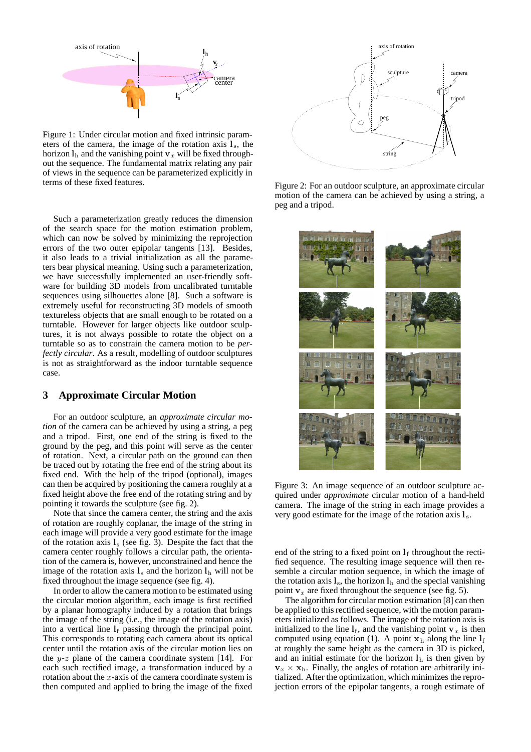Figure 1: Under circular motion and fixed intrinsic parameters of the camera, the image of the rotation axis $\mathbf{l}_\mathrm{s}$, the horizon $\mathbf{l}_\mathrm{h}$ and the vanishing point $\mathbf{v}_x$ will be fixed throughout the sequence. The fundamental matrix relating any pair of views in the sequence can be parameterized explicitly in terms of these fixed features.

Such a parameterization greatly reduces the dimension of the search space for the motion estimation problem, which can now be solved by minimizing the reprojection errors of the two outer epipolar tangents [13]. Besides, it also leads to a trivial initialization as all the parameters bear physical meaning. Using such a parameterization, we have successfully implemented an user-friendly software for building 3D models from uncalibrated turntable sequences using silhouettes alone [8]. Such a software is extremely useful for reconstructing 3D models of smooth textureless objects that are small enough to be rotated on a turntable. However for larger objects like outdoor sculptures, it is not always possible to rotate the object on a turntable so as to constrain the camera motion to be *perfectly circular*. As a result, modelling of outdoor sculptures is not as straightforward as the indoor turntable sequence case.

## 3 Approximate Circular Motion

For an outdoor sculpture, an *approximate circular motion* of the camera can be achieved by using a string, a peg and a tripod. First, one end of the string is fixed to the ground by the peg, and this point will serve as the center of rotation. Next, a circular path on the ground can then be traced out by rotating the free end of the string about its fixed end. With the help of the tripod (optional), images can then be acquired by positioning the camera roughly at a fixed height above the free end of the rotating string and by pointing it towards the sculpture (see fig. 2).

Note that since the camera center, the string and the axis of rotation are roughly coplanar, the image of the string in each image will provide a very good estimate for the image of the rotation axis $\mathbf{l}_\mathrm{s}$ (see fig. 3). Despite the fact that the camera center roughly follows a circular path, the orientation of the camera is, however, unconstrained and hence the image of the rotation axis $\mathbf{l}_\mathrm{s}$ and the horizon $\mathbf{l}_\mathrm{h}$ will not be fixed throughout the image sequence (see fig. 4).

In order to allow the camera motion to be estimated using the circular motion algorithm, each image is first rectified by a planar homography induced by a rotation that brings the image of the string (i.e., the image of the rotation axis) into a vertical line $\mathbf{l}_\mathrm{f}$ passing through the principal point. This corresponds to rotating each camera about its optical center until the rotation axis of the circular motion lies on the $y$-$z$ plane of the camera coordinate system [14]. For each such rectified image, a transformation induced by a rotation about the $x$-axis of the camera coordinate system is then computed and applied to bring the image of the fixed

Figure 2: For an outdoor sculpture, an approximate circular motion of the camera can be achieved by using a string, a peg and a tripod.

Figure 3: An image sequence of an outdoor sculpture acquired under *approximate* circular motion of a hand-held camera. The image of the string in each image provides a very good estimate for the image of the rotation axis $\mathbf{l}_\mathrm{s}$.

end of the string to a fixed point on $\mathbf{l}_\mathrm{f}$ throughout the rectified sequence. The resulting image sequence will then resemble a circular motion sequence, in which the image of the rotation axis $\mathbf{l}_\mathrm{s}$, the horizon $\mathbf{l}_\mathrm{h}$ and the special vanishing point $\mathbf{v}_x$ are fixed throughout the sequence (see fig. 5).

The algorithm for circular motion estimation [8] can then be applied to this rectified sequence, with the motion parameters initialized as follows. The rotation axis is initialized to the line $\mathbf{l}_\mathrm{f}$, and the vanishing point $\mathbf{v}_x$ is then computed using equation (1). A point $\mathbf{x}_\mathrm{h}$ along the line $\mathbf{l}_\mathrm{f}$ at roughly the same height as the camera in 3D is picked, and an initial estimate for the horizon $\mathbf{l}_\mathrm{h}$ is then given by $\mathbf{v}_x \times \mathbf{x}_\mathrm{h}$. Finally, the angles of rotation are arbitrarily initialized. After the optimization, which minimizes the reprojection errors of the epipolar tangents, a rough estimate of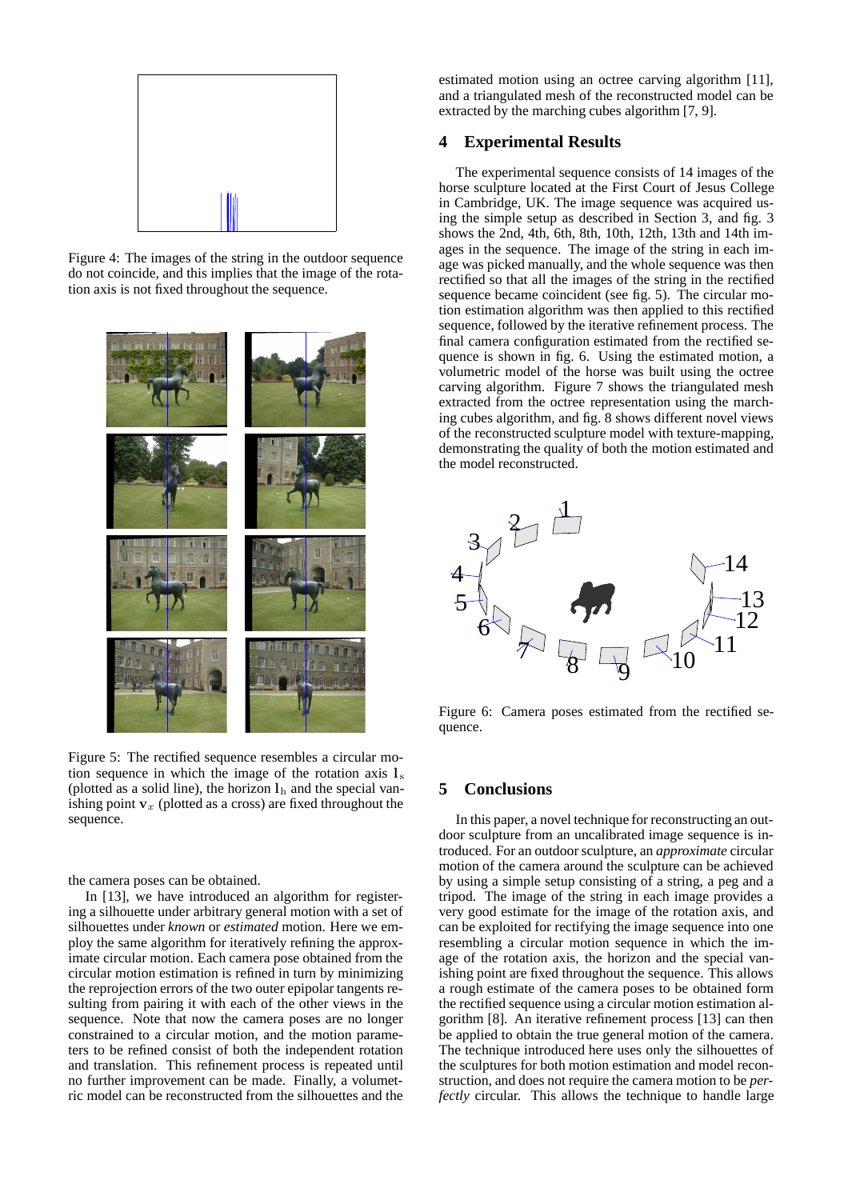Figure 4: The images of the string in the outdoor sequence do not coincide, and this implies that the image of the rotation axis is not fixed throughout the sequence.

Figure 5: The rectified sequence resembles a circular motion sequence in which the image of the rotation axis $\mathbf{l}_s$ (plotted as a solid line), the horizon $\mathbf{l}_h$ and the special vanishing point $\mathbf{v}_x$ (plotted as a cross) are fixed throughout the sequence.

the camera poses can be obtained.

In [13], we have introduced an algorithm for registering a silhouette under arbitrary general motion with a set of silhouettes under *known* or *estimated* motion. Here we employ the same algorithm for iteratively refining the approximate circular motion. Each camera pose obtained from the circular motion estimation is refined in turn by minimizing the reprojection errors of the two outer epipolar tangents resulting from pairing it with each of the other views in the sequence. Note that now the camera poses are no longer constrained to a circular motion, and the motion parameters to be refined consist of both the independent rotation and translation. This refinement process is repeated until no further improvement can be made. Finally, a volumetric model can be reconstructed from the silhouettes and the estimated motion using an octree carving algorithm [11], and a triangulated mesh of the reconstructed model can be extracted by the marching cubes algorithm [7, 9].

## 4 Experimental Results

The experimental sequence consists of 14 images of the horse sculpture located at the First Court of Jesus College in Cambridge, UK. The image sequence was acquired using the simple setup as described in Section 3, and fig. 3 shows the 2nd, 4th, 6th, 8th, 10th, 12th, 13th and 14th images in the sequence. The image of the string in each image was picked manually, and the whole sequence was then rectified so that all the images of the string in the rectified sequence became coincident (see fig. 5). The circular motion estimation algorithm was then applied to this rectified sequence, followed by the iterative refinement process. The final camera configuration estimated from the rectified sequence is shown in fig. 6. Using the estimated motion, a volumetric model of the horse was built using the octree carving algorithm. Figure 7 shows the triangulated mesh extracted from the octree representation using the marching cubes algorithm, and fig. 8 shows different novel views of the reconstructed sculpture model with texture-mapping, demonstrating the quality of both the motion estimated and the model reconstructed.

Figure 6: Camera poses estimated from the rectified sequence.

## 5 Conclusions

In this paper, a novel technique for reconstructing an outdoor sculpture from an uncalibrated image sequence is introduced. For an outdoor sculpture, an *approximate* circular motion of the camera around the sculpture can be achieved by using a simple setup consisting of a string, a peg and a tripod. The image of the string in each image provides a very good estimate for the image of the rotation axis, and can be exploited for rectifying the image sequence into one resembling a circular motion sequence in which the image of the rotation axis, the horizon and the special vanishing point are fixed throughout the sequence. This allows a rough estimate of the camera poses to be obtained form the rectified sequence using a circular motion estimation algorithm [8]. An iterative refinement process [13] can then be applied to obtain the true general motion of the camera. The technique introduced here uses only the silhouettes of the sculptures for both motion estimation and model reconstruction, and does not require the camera motion to be *perfectly* circular. This allows the technique to handle large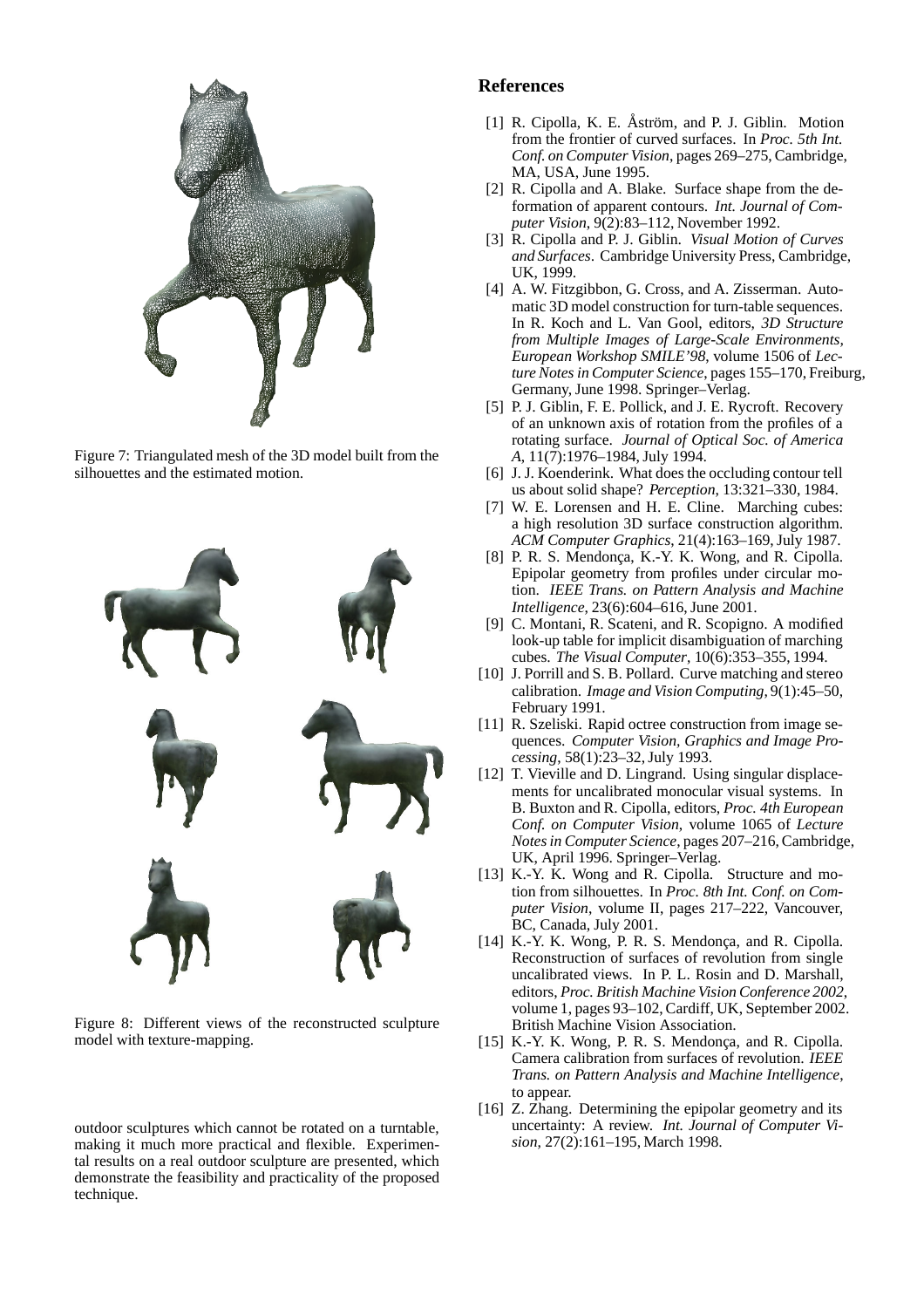Figure 7: Triangulated mesh of the 3D model built from the silhouettes and the estimated motion.

Figure 8: Different views of the reconstructed sculpture model with texture-mapping.

outdoor sculptures which cannot be rotated on a turntable, making it much more practical and flexible. Experimental results on a real outdoor sculpture are presented, which demonstrate the feasibility and practicality of the proposed technique.

## References

[1] R. Cipolla, K. E. Åström, and P. J. Giblin. Motion from the frontier of curved surfaces. In *Proc. 5th Int. Conf. on Computer Vision*, pages 269–275, Cambridge, MA, USA, June 1995.

[2] R. Cipolla and A. Blake. Surface shape from the deformation of apparent contours. *Int. Journal of Computer Vision*, 9(2):83–112, November 1992.

[3] R. Cipolla and P. J. Giblin. *Visual Motion of Curves and Surfaces*. Cambridge University Press, Cambridge, UK, 1999.

[4] A. W. Fitzgibbon, G. Cross, and A. Zisserman. Automatic 3D model construction for turn-table sequences. In R. Koch and L. Van Gool, editors, *3D Structure from Multiple Images of Large-Scale Environments, European Workshop SMILE'98*, volume 1506 of *Lecture Notes in Computer Science*, pages 155–170, Freiburg, Germany, June 1998. Springer–Verlag.

[5] P. J. Giblin, F. E. Pollick, and J. E. Rycroft. Recovery of an unknown axis of rotation from the profiles of a rotating surface. *Journal of Optical Soc. of America A*, 11(7):1976–1984, July 1994.

[6] J. J. Koenderink. What does the occluding contour tell us about solid shape? *Perception*, 13:321–330, 1984.

[7] W. E. Lorensen and H. E. Cline. Marching cubes: a high resolution 3D surface construction algorithm. *ACM Computer Graphics*, 21(4):163–169, July 1987.

[8] P. R. S. Mendonça, K.-Y. K. Wong, and R. Cipolla. Epipolar geometry from profiles under circular motion. *IEEE Trans. on Pattern Analysis and Machine Intelligence*, 23(6):604–616, June 2001.

[9] C. Montani, R. Scateni, and R. Scopigno. A modified look-up table for implicit disambiguation of marching cubes. *The Visual Computer*, 10(6):353–355, 1994.

[10] J. Porrill and S. B. Pollard. Curve matching and stereo calibration. *Image and Vision Computing*, 9(1):45–50, February 1991.

[11] R. Szeliski. Rapid octree construction from image sequences. *Computer Vision, Graphics and Image Processing*, 58(1):23–32, July 1993.

[12] T. Vieville and D. Lingrand. Using singular displacements for uncalibrated monocular visual systems. In B. Buxton and R. Cipolla, editors, *Proc. 4th European Conf. on Computer Vision*, volume 1065 of *Lecture Notes in Computer Science*, pages 207–216, Cambridge, UK, April 1996. Springer–Verlag.

[13] K.-Y. K. Wong and R. Cipolla. Structure and motion from silhouettes. In *Proc. 8th Int. Conf. on Computer Vision*, volume II, pages 217–222, Vancouver, BC, Canada, July 2001.

[14] K.-Y. K. Wong, P. R. S. Mendonça, and R. Cipolla. Reconstruction of surfaces of revolution from single uncalibrated views. In P. L. Rosin and D. Marshall, editors, *Proc. British Machine Vision Conference 2002*, volume 1, pages 93–102, Cardiff, UK, September 2002. British Machine Vision Association.

[15] K.-Y. K. Wong, P. R. S. Mendonça, and R. Cipolla. Camera calibration from surfaces of revolution. *IEEE Trans. on Pattern Analysis and Machine Intelligence*, to appear.

[16] Z. Zhang. Determining the epipolar geometry and its uncertainty: A review. *Int. Journal of Computer Vision*, 27(2):161–195, March 1998.